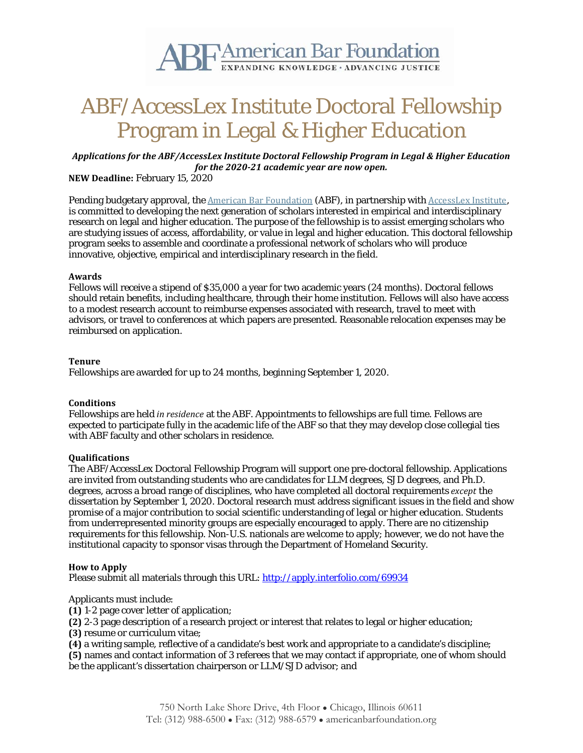ABF American Bar Foundation
EXPANDING KNOWLEDGE • ADVANCING JUSTICE

# ABF/AccessLex Institute Doctoral Fellowship Program in Legal & Higher Education

***Applications for the ABF/AccessLex Institute Doctoral Fellowship Program in Legal & Higher Education for the 2020-21 academic year are now open.***

**NEW Deadline:** February 15, 2020

Pending budgetary approval, the [American Bar Foundation](American Bar Foundation) (ABF), in partnership with [AccessLex Institute](AccessLex Institute), is committed to developing the next generation of scholars interested in empirical and interdisciplinary research on legal and higher education. The purpose of the fellowship is to assist emerging scholars who are studying issues of access, affordability, or value in legal and higher education. This doctoral fellowship program seeks to assemble and coordinate a professional network of scholars who will produce innovative, objective, empirical and interdisciplinary research in the field.

**Awards**

Fellows will receive a stipend of $35,000 a year for two academic years (24 months). Doctoral fellows should retain benefits, including healthcare, through their home institution. Fellows will also have access to a modest research account to reimburse expenses associated with research, travel to meet with advisors, or travel to conferences at which papers are presented. Reasonable relocation expenses may be reimbursed on application.

**Tenure**

Fellowships are awarded for up to 24 months, beginning September 1, 2020.

**Conditions**

Fellowships are held *in residence* at the ABF. Appointments to fellowships are full time. Fellows are expected to participate fully in the academic life of the ABF so that they may develop close collegial ties with ABF faculty and other scholars in residence.

**Qualifications**

The ABF/AccessLex Doctoral Fellowship Program will support one pre-doctoral fellowship. Applications are invited from outstanding students who are candidates for LLM degrees, SJD degrees, and Ph.D. degrees, across a broad range of disciplines, who have completed all doctoral requirements *except* the dissertation by September 1, 2020. Doctoral research must address significant issues in the field and show promise of a major contribution to social scientific understanding of legal or higher education. Students from underrepresented minority groups are especially encouraged to apply. There are no citizenship requirements for this fellowship. Non-U.S. nationals are welcome to apply; however, we do not have the institutional capacity to sponsor visas through the Department of Homeland Security.

**How to Apply**

Please submit all materials through this URL: [http://apply.interfolio.com/69934](http://apply.interfolio.com/69934)

Applicants must include:

**(1)** 1-2 page cover letter of application;
**(2)** 2-3 page description of a research project or interest that relates to legal or higher education;
**(3)** resume or curriculum vitae;
**(4)** a writing sample, reflective of a candidate's best work and appropriate to a candidate's discipline;
**(5)** names and contact information of 3 referees that we may contact if appropriate, one of whom should be the applicant's dissertation chairperson or LLM/SJD advisor; and

750 North Lake Shore Drive, 4th Floor • Chicago, Illinois 60611
Tel: (312) 988-6500 • Fax: (312) 988-6579 • americanbarfoundation.org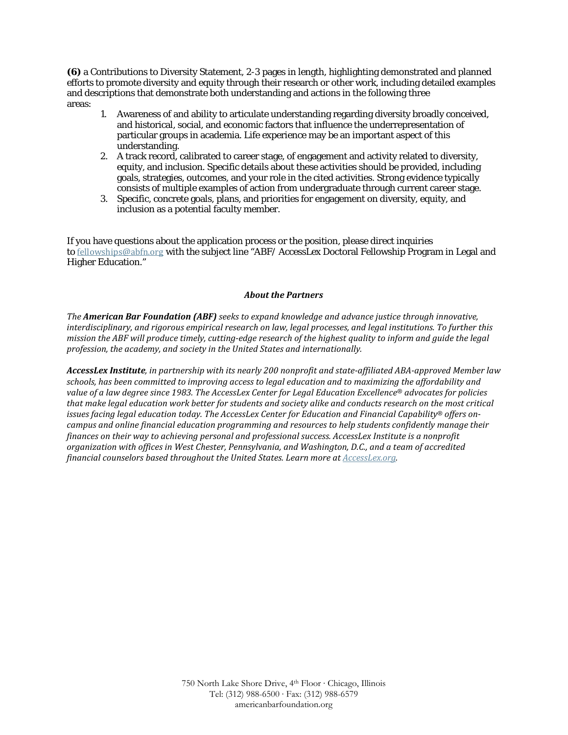**(6)** a Contributions to Diversity Statement, 2-3 pages in length, highlighting demonstrated and planned efforts to promote diversity and equity through their research or other work, including detailed examples and descriptions that demonstrate both understanding and actions in the following three areas:

1. Awareness of and ability to articulate understanding regarding diversity broadly conceived, and historical, social, and economic factors that influence the underrepresentation of particular groups in academia. Life experience may be an important aspect of this understanding.
2. A track record, calibrated to career stage, of engagement and activity related to diversity, equity, and inclusion. Specific details about these activities should be provided, including goals, strategies, outcomes, and your role in the cited activities. Strong evidence typically consists of multiple examples of action from undergraduate through current career stage.
3. Specific, concrete goals, plans, and priorities for engagement on diversity, equity, and inclusion as a potential faculty member.

If you have questions about the application process or the position, please direct inquiries to fellowships@abfn.org with the subject line "ABF/ AccessLex Doctoral Fellowship Program in Legal and Higher Education."

### *About the Partners*

*The **American Bar Foundation (ABF)** seeks to expand knowledge and advance justice through innovative, interdisciplinary, and rigorous empirical research on law, legal processes, and legal institutions. To further this mission the ABF will produce timely, cutting-edge research of the highest quality to inform and guide the legal profession, the academy, and society in the United States and internationally.*

***AccessLex Institute**, in partnership with its nearly 200 nonprofit and state-affiliated ABA-approved Member law schools, has been committed to improving access to legal education and to maximizing the affordability and value of a law degree since 1983. The AccessLex Center for Legal Education Excellence® advocates for policies that make legal education work better for students and society alike and conducts research on the most critical issues facing legal education today. The AccessLex Center for Education and Financial Capability® offers on-campus and online financial education programming and resources to help students confidently manage their finances on their way to achieving personal and professional success. AccessLex Institute is a nonprofit organization with offices in West Chester, Pennsylvania, and Washington, D.C., and a team of accredited financial counselors based throughout the United States. Learn more at AccessLex.org.*